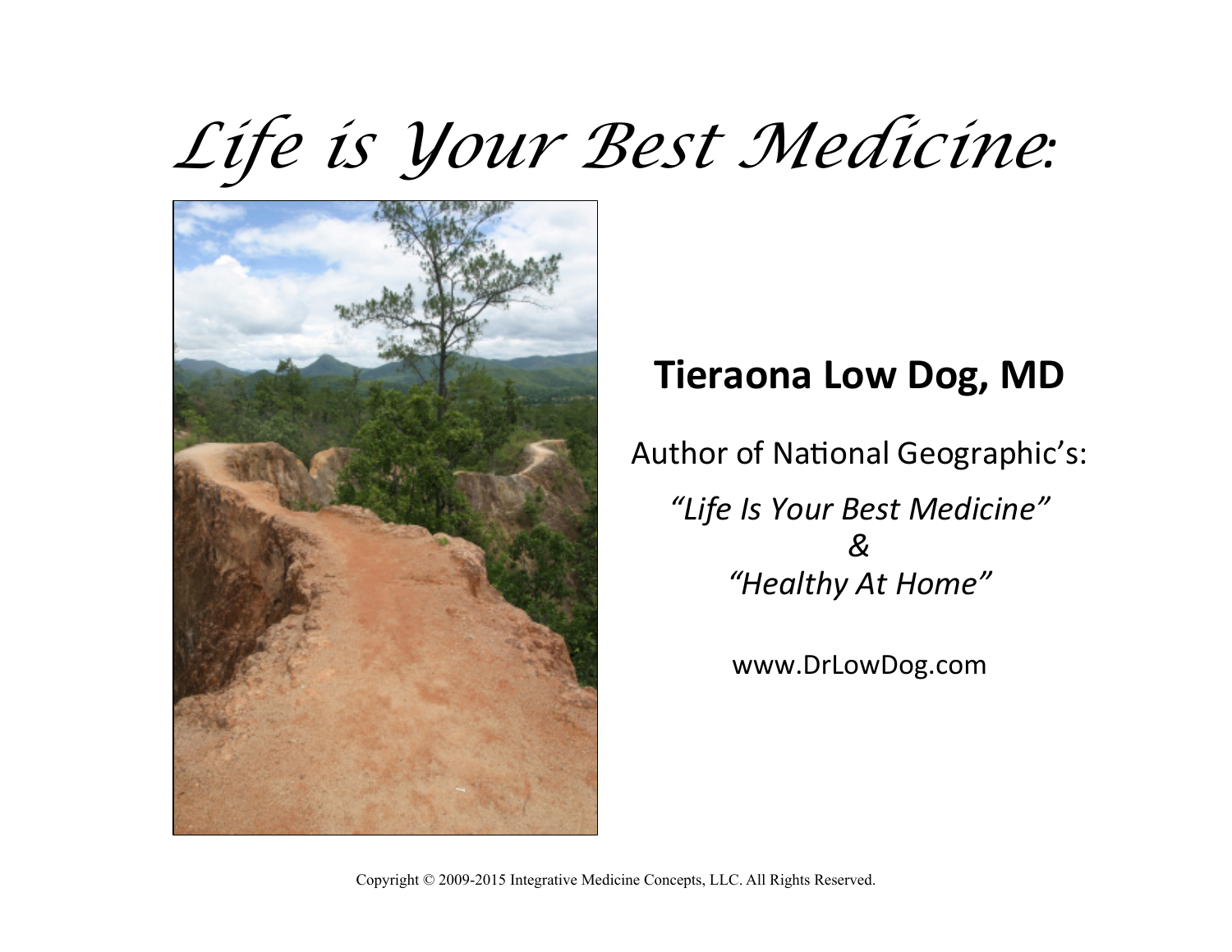# *Life is Your Best Medicine:*

**Tieraona Low Dog, MD**

Author of National Geographic's:

*"Life Is Your Best Medicine"*
*&*
*"Healthy At Home"*

www.DrLowDog.com

Copyright © 2009-2015 Integrative Medicine Concepts, LLC. All Rights Reserved.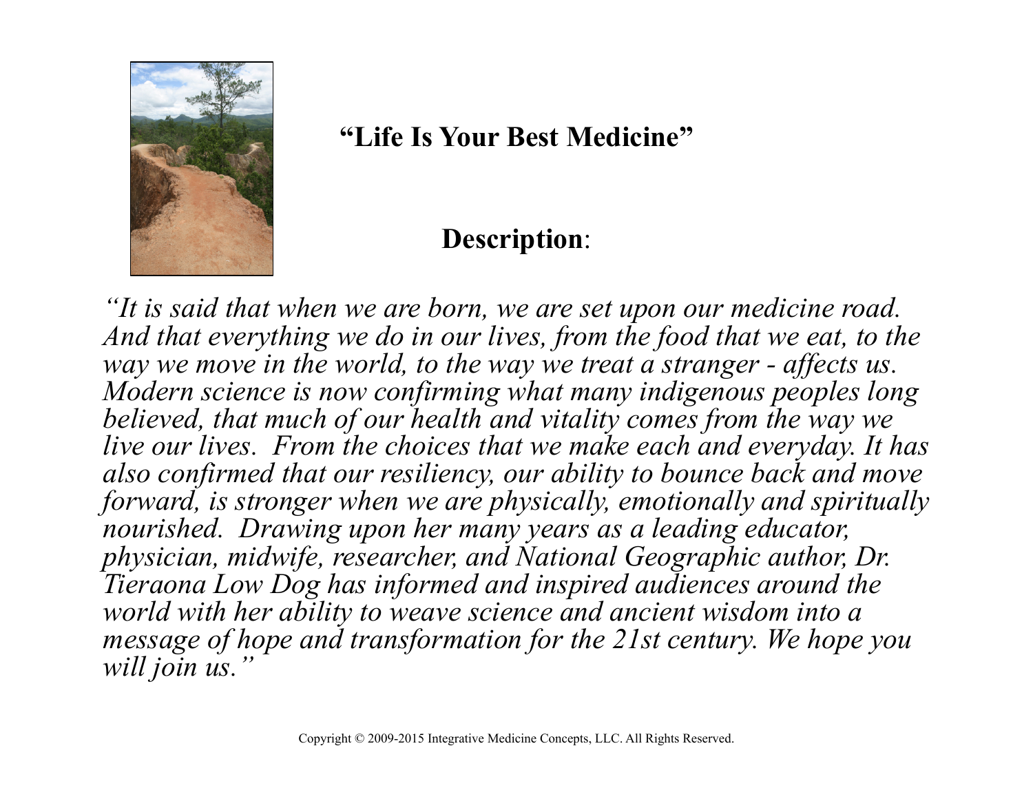**"Life Is Your Best Medicine"**

**Description**:

*"It is said that when we are born, we are set upon our medicine road. And that everything we do in our lives, from the food that we eat, to the way we move in the world, to the way we treat a stranger - affects us. Modern science is now confirming what many indigenous peoples long believed, that much of our health and vitality comes from the way we live our lives. From the choices that we make each and everyday. It has also confirmed that our resiliency, our ability to bounce back and move forward, is stronger when we are physically, emotionally and spiritually nourished. Drawing upon her many years as a leading educator, physician, midwife, researcher, and National Geographic author, Dr. Tieraona Low Dog has informed and inspired audiences around the world with her ability to weave science and ancient wisdom into a message of hope and transformation for the 21st century. We hope you will join us."*

Copyright © 2009-2015 Integrative Medicine Concepts, LLC. All Rights Reserved.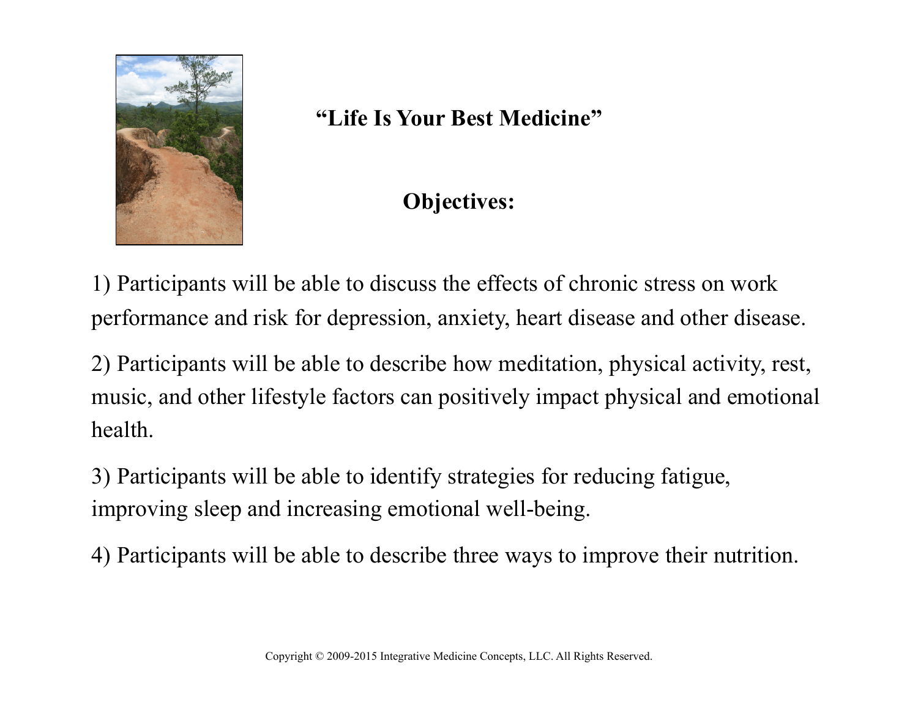# "Life Is Your Best Medicine"

## Objectives:

1) Participants will be able to discuss the effects of chronic stress on work performance and risk for depression, anxiety, heart disease and other disease.

2) Participants will be able to describe how meditation, physical activity, rest, music, and other lifestyle factors can positively impact physical and emotional health.

3) Participants will be able to identify strategies for reducing fatigue, improving sleep and increasing emotional well-being.

4) Participants will be able to describe three ways to improve their nutrition.

Copyright © 2009-2015 Integrative Medicine Concepts, LLC. All Rights Reserved.